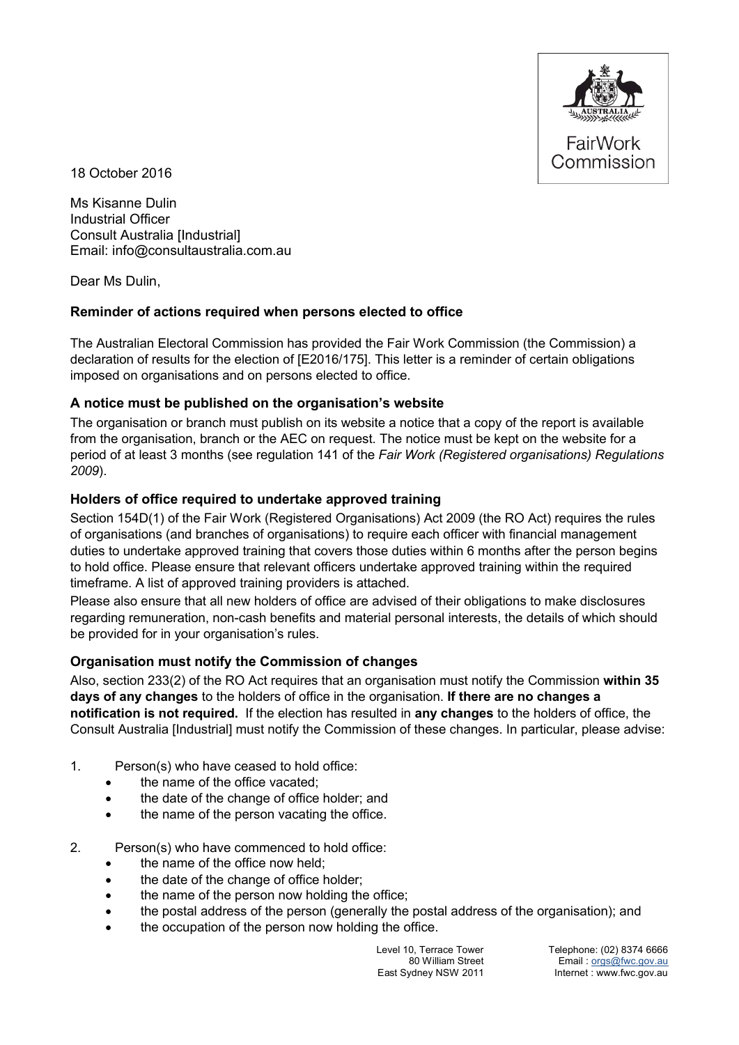FairWork Commission

18 October 2016

Ms Kisanne Dulin
Industrial Officer
Consult Australia [Industrial]
Email: info@consultaustralia.com.au

Dear Ms Dulin,

## Reminder of actions required when persons elected to office

The Australian Electoral Commission has provided the Fair Work Commission (the Commission) a declaration of results for the election of [E2016/175]. This letter is a reminder of certain obligations imposed on organisations and on persons elected to office.

### A notice must be published on the organisation's website

The organisation or branch must publish on its website a notice that a copy of the report is available from the organisation, branch or the AEC on request. The notice must be kept on the website for a period of at least 3 months (see regulation 141 of the *Fair Work (Registered organisations) Regulations 2009*).

### Holders of office required to undertake approved training

Section 154D(1) of the Fair Work (Registered Organisations) Act 2009 (the RO Act) requires the rules of organisations (and branches of organisations) to require each officer with financial management duties to undertake approved training that covers those duties within 6 months after the person begins to hold office. Please ensure that relevant officers undertake approved training within the required timeframe. A list of approved training providers is attached.

Please also ensure that all new holders of office are advised of their obligations to make disclosures regarding remuneration, non-cash benefits and material personal interests, the details of which should be provided for in your organisation's rules.

### Organisation must notify the Commission of changes

Also, section 233(2) of the RO Act requires that an organisation must notify the Commission **within 35 days of any changes** to the holders of office in the organisation. **If there are no changes a notification is not required.** If the election has resulted in **any changes** to the holders of office, the Consult Australia [Industrial] must notify the Commission of these changes. In particular, please advise:

1. Person(s) who have ceased to hold office:
   - the name of the office vacated;
   - the date of the change of office holder; and
   - the name of the person vacating the office.

2. Person(s) who have commenced to hold office:
   - the name of the office now held;
   - the date of the change of office holder;
   - the name of the person now holding the office;
   - the postal address of the person (generally the postal address of the organisation); and
   - the occupation of the person now holding the office.

Level 10, Terrace Tower
80 William Street
East Sydney NSW 2011

Telephone: (02) 8374 6666
Email : orgs@fwc.gov.au
Internet : www.fwc.gov.au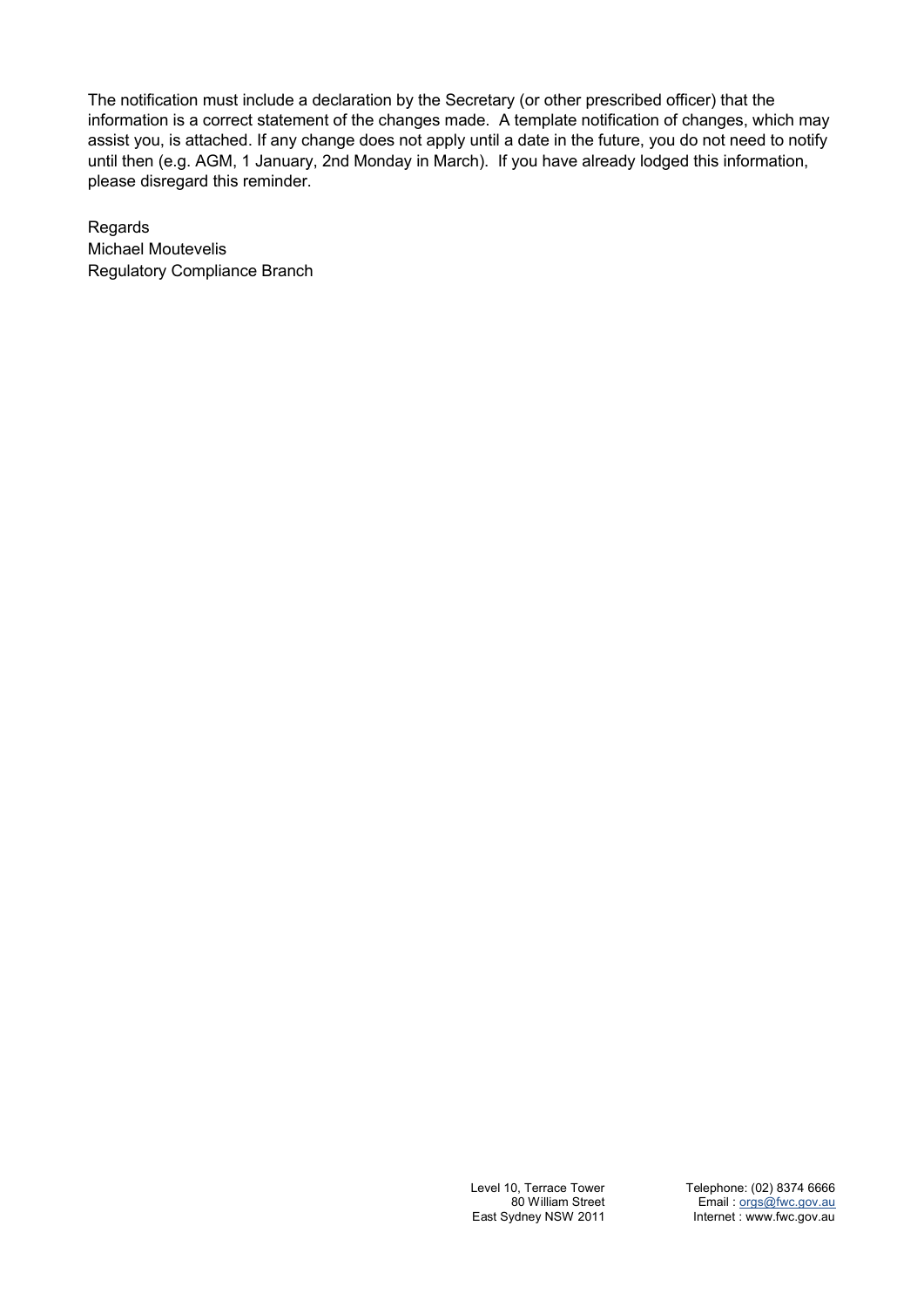The notification must include a declaration by the Secretary (or other prescribed officer) that the information is a correct statement of the changes made. A template notification of changes, which may assist you, is attached. If any change does not apply until a date in the future, you do not need to notify until then (e.g. AGM, 1 January, 2nd Monday in March). If you have already lodged this information, please disregard this reminder.

Regards
Michael Moutevelis
Regulatory Compliance Branch

Level 10, Terrace Tower
80 William Street
East Sydney NSW 2011

Telephone: (02) 8374 6666
Email : orgs@fwc.gov.au
Internet : www.fwc.gov.au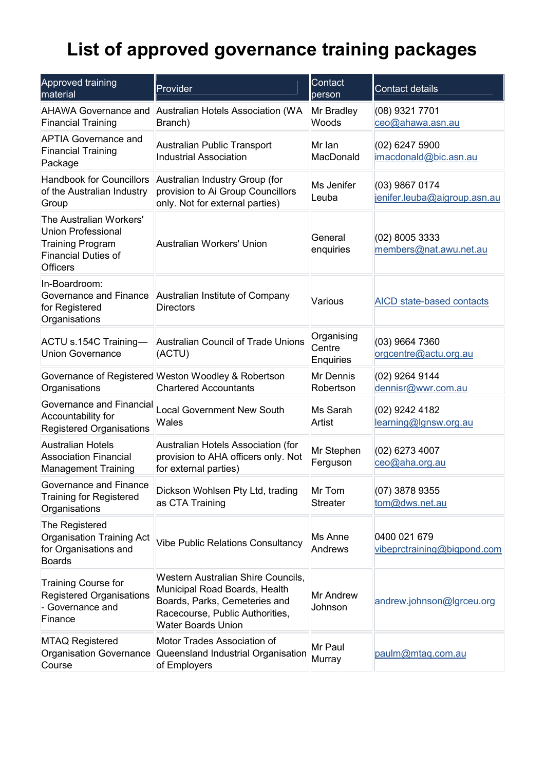# List of approved governance training packages

| Approved training material | Provider | Contact person | Contact details |
|---|---|---|---|
| AHAWA Governance and Financial Training | Australian Hotels Association (WA Branch) | Mr Bradley Woods | (08) 9321 7701 ceo@ahawa.asn.au |
| APTIA Governance and Financial Training Package | Australian Public Transport Industrial Association | Mr Ian MacDonald | (02) 6247 5900 imacdonald@bic.asn.au |
| Handbook for Councillors of the Australian Industry Group | Australian Industry Group (for provision to Ai Group Councillors only. Not for external parties) | Ms Jenifer Leuba | (03) 9867 0174 jenifer.leuba@aigroup.asn.au |
| The Australian Workers' Union Professional Training Program Financial Duties of Officers | Australian Workers' Union | General enquiries | (02) 8005 3333 members@nat.awu.net.au |
| In-Boardroom: Governance and Finance for Registered Organisations | Australian Institute of Company Directors | Various | AICD state-based contacts |
| ACTU s.154C Training—Union Governance | Australian Council of Trade Unions (ACTU) | Organising Centre Enquiries | (03) 9664 7360 orgcentre@actu.org.au |
| Governance of Registered Organisations | Weston Woodley & Robertson Chartered Accountants | Mr Dennis Robertson | (02) 9264 9144 dennisr@wwr.com.au |
| Governance and Financial Accountability for Registered Organisations | Local Government New South Wales | Ms Sarah Artist | (02) 9242 4182 learning@lgnsw.org.au |
| Australian Hotels Association Financial Management Training | Australian Hotels Association (for provision to AHA officers only. Not for external parties) | Mr Stephen Ferguson | (02) 6273 4007 ceo@aha.org.au |
| Governance and Finance Training for Registered Organisations | Dickson Wohlsen Pty Ltd, trading as CTA Training | Mr Tom Streater | (07) 3878 9355 tom@dws.net.au |
| The Registered Organisation Training Act for Organisations and Boards | Vibe Public Relations Consultancy | Ms Anne Andrews | 0400 021 679 vibeprctraining@bigpond.com |
| Training Course for Registered Organisations - Governance and Finance | Western Australian Shire Councils, Municipal Road Boards, Health Boards, Parks, Cemeteries and Racecourse, Public Authorities, Water Boards Union | Mr Andrew Johnson | andrew.johnson@lgrceu.org |
| MTAQ Registered Organisation Governance Course | Motor Trades Association of Queensland Industrial Organisation of Employers | Mr Paul Murray | paulm@mtaq.com.au |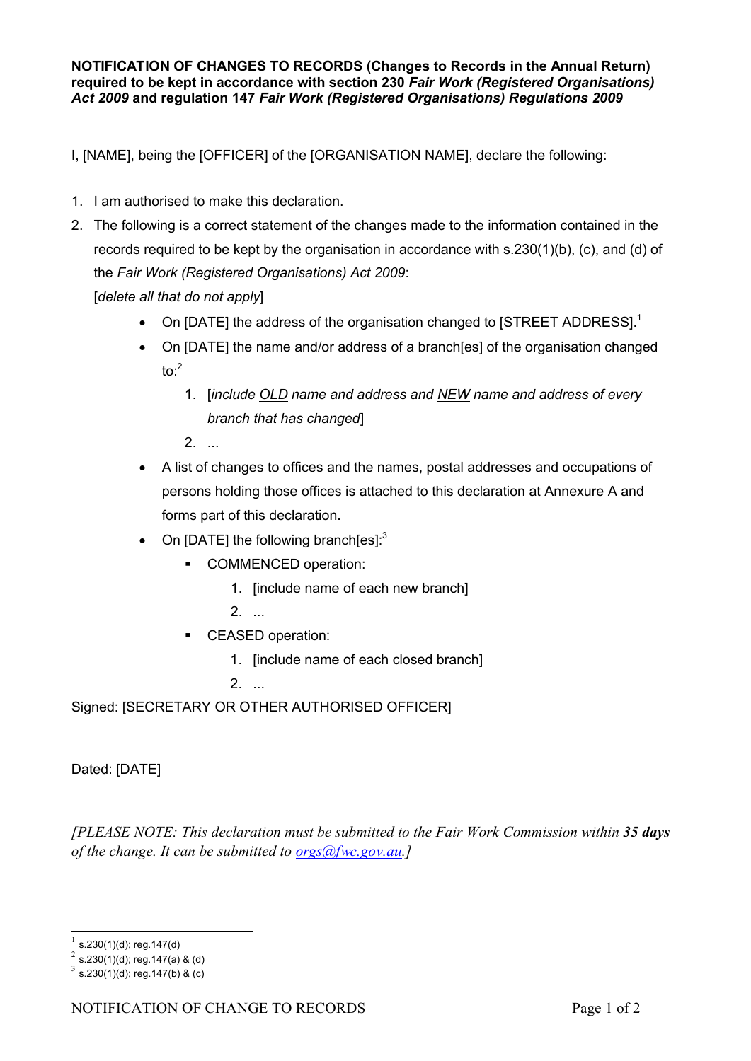**NOTIFICATION OF CHANGES TO RECORDS (Changes to Records in the Annual Return) required to be kept in accordance with section 230 *Fair Work (Registered Organisations) Act 2009* and regulation 147 *Fair Work (Registered Organisations) Regulations 2009***

I, [NAME], being the [OFFICER] of the [ORGANISATION NAME], declare the following:

1. I am authorised to make this declaration.
2. The following is a correct statement of the changes made to the information contained in the records required to be kept by the organisation in accordance with s.230(1)(b), (c), and (d) of the *Fair Work (Registered Organisations) Act 2009*:

   [*delete all that do not apply*]

   - On [DATE] the address of the organisation changed to [STREET ADDRESS].[1]
   - On [DATE] the name and/or address of a branch[es] of the organisation changed to:[2]
     1. [*include OLD name and address and NEW name and address of every branch that has changed*]
     2. ...
   - A list of changes to offices and the names, postal addresses and occupations of persons holding those offices is attached to this declaration at Annexure A and forms part of this declaration.
   - On [DATE] the following branch[es]:[3]
     - COMMENCED operation:
       1. [include name of each new branch]
       2. ...
     - CEASED operation:
       1. [include name of each closed branch]
       2. ...

Signed: [SECRETARY OR OTHER AUTHORISED OFFICER]

Dated: [DATE]

*[PLEASE NOTE: This declaration must be submitted to the Fair Work Commission within **35 days** of the change. It can be submitted to orgs@fwc.gov.au.]*

---

[1] s.230(1)(d); reg.147(d)

[2] s.230(1)(d); reg.147(a) & (d)

[3] s.230(1)(d); reg.147(b) & (c)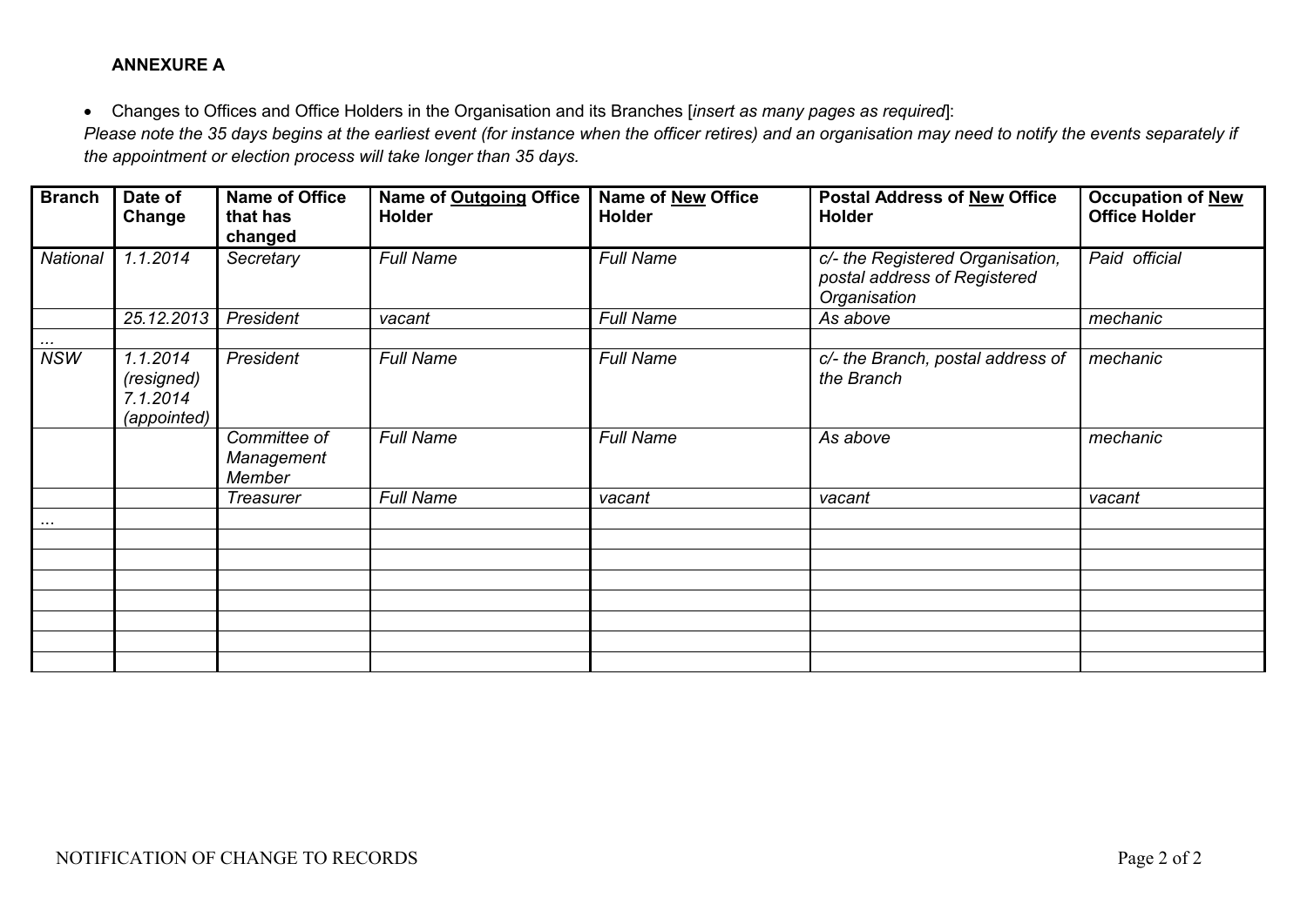**ANNEXURE A**

- Changes to Offices and Office Holders in the Organisation and its Branches [*insert as many pages as required*]:

*Please note the 35 days begins at the earliest event (for instance when the officer retires) and an organisation may need to notify the events separately if the appointment or election process will take longer than 35 days.*

| Branch | Date of Change | Name of Office that has changed | Name of Outgoing Office Holder | Name of New Office Holder | Postal Address of New Office Holder | Occupation of New Office Holder |
|---|---|---|---|---|---|---|
| *National* | *1.1.2014* | *Secretary* | *Full Name* | *Full Name* | *c/- the Registered Organisation, postal address of Registered Organisation* | *Paid official* |
| | *25.12.2013* | *President* | *vacant* | *Full Name* | *As above* | *mechanic* |
| *...* | | | | | | |
| *NSW* | *1.1.2014 (resigned) 7.1.2014 (appointed)* | *President* | *Full Name* | *Full Name* | *c/- the Branch, postal address of the Branch* | *mechanic* |
| | | *Committee of Management Member* | *Full Name* | *Full Name* | *As above* | *mechanic* |
| | | *Treasurer* | *Full Name* | *vacant* | *vacant* | *vacant* |
| *...* | | | | | | |
| | | | | | | |
| | | | | | | |
| | | | | | | |
| | | | | | | |
| | | | | | | |
| | | | | | | |
| | | | | | | |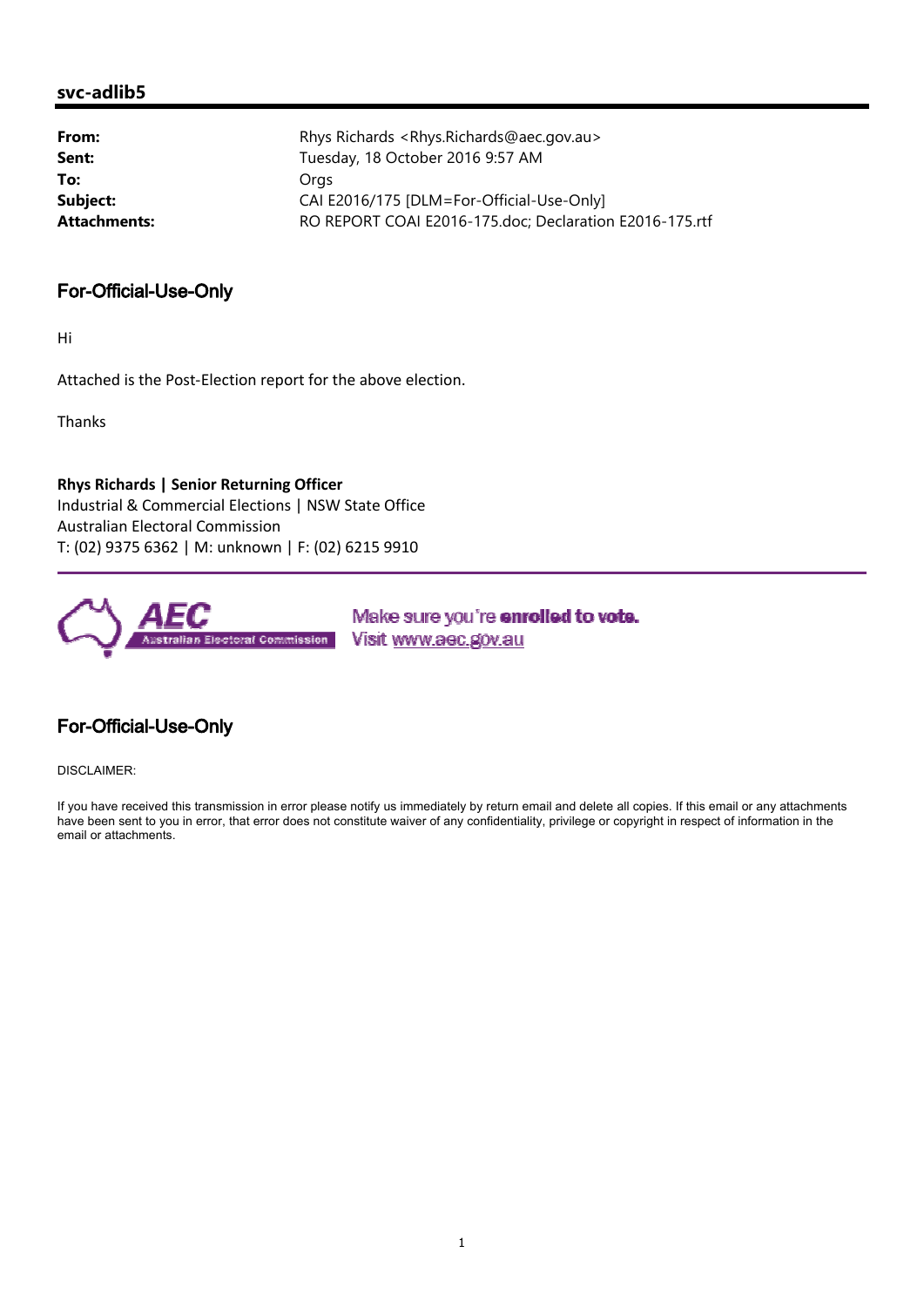**svc-adlib5**

| | |
|---|---|
| **From:** | Rhys Richards <Rhys.Richards@aec.gov.au> |
| **Sent:** | Tuesday, 18 October 2016 9:57 AM |
| **To:** | Orgs |
| **Subject:** | CAI E2016/175 [DLM=For-Official-Use-Only] |
| **Attachments:** | RO REPORT COAI E2016-175.doc; Declaration E2016-175.rtf |

## For-Official-Use-Only

Hi

Attached is the Post-Election report for the above election.

Thanks

**Rhys Richards | Senior Returning Officer**
Industrial & Commercial Elections | NSW State Office
Australian Electoral Commission
T: (02) 9375 6362 | M: unknown | F: (02) 6215 9910

AEC Australian Electoral Commission

Make sure you're **enrolled to vote.**
Visit www.aec.gov.au

## For-Official-Use-Only

DISCLAIMER:

If you have received this transmission in error please notify us immediately by return email and delete all copies. If this email or any attachments have been sent to you in error, that error does not constitute waiver of any confidentiality, privilege or copyright in respect of information in the email or attachments.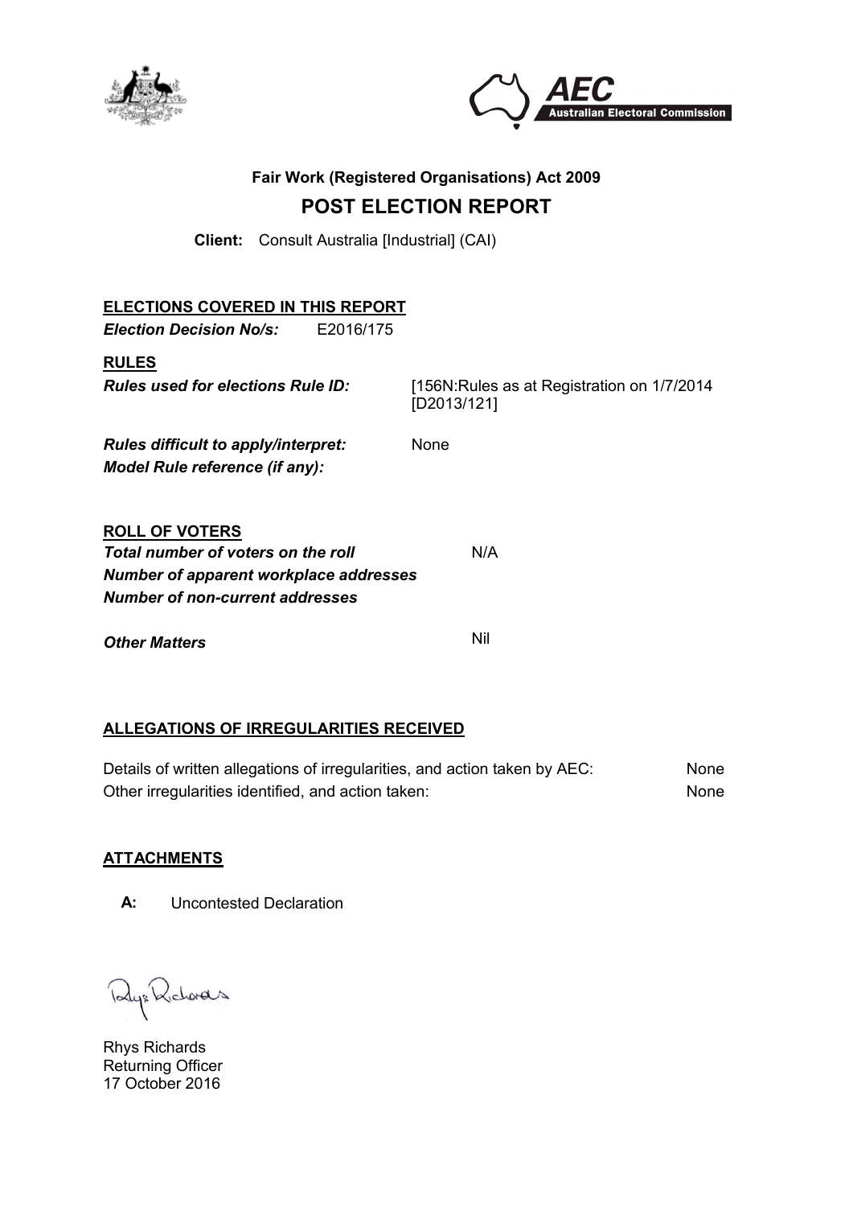**Fair Work (Registered Organisations) Act 2009**

# POST ELECTION REPORT

**Client:** Consult Australia [Industrial] (CAI)

**ELECTIONS COVERED IN THIS REPORT**

***Election Decision No/s:*** E2016/175

**RULES**

***Rules used for elections Rule ID:*** [156N:Rules as at Registration on 1/7/2014 [D2013/121]

***Rules difficult to apply/interpret:*** None

***Model Rule reference (if any):***

**ROLL OF VOTERS**

***Total number of voters on the roll*** N/A

***Number of apparent workplace addresses***

***Number of non-current addresses***

***Other Matters*** Nil

**ALLEGATIONS OF IRREGULARITIES RECEIVED**

Details of written allegations of irregularities, and action taken by AEC: None

Other irregularities identified, and action taken: None

**ATTACHMENTS**

**A:** Uncontested Declaration

Rhys Richards
Returning Officer
17 October 2016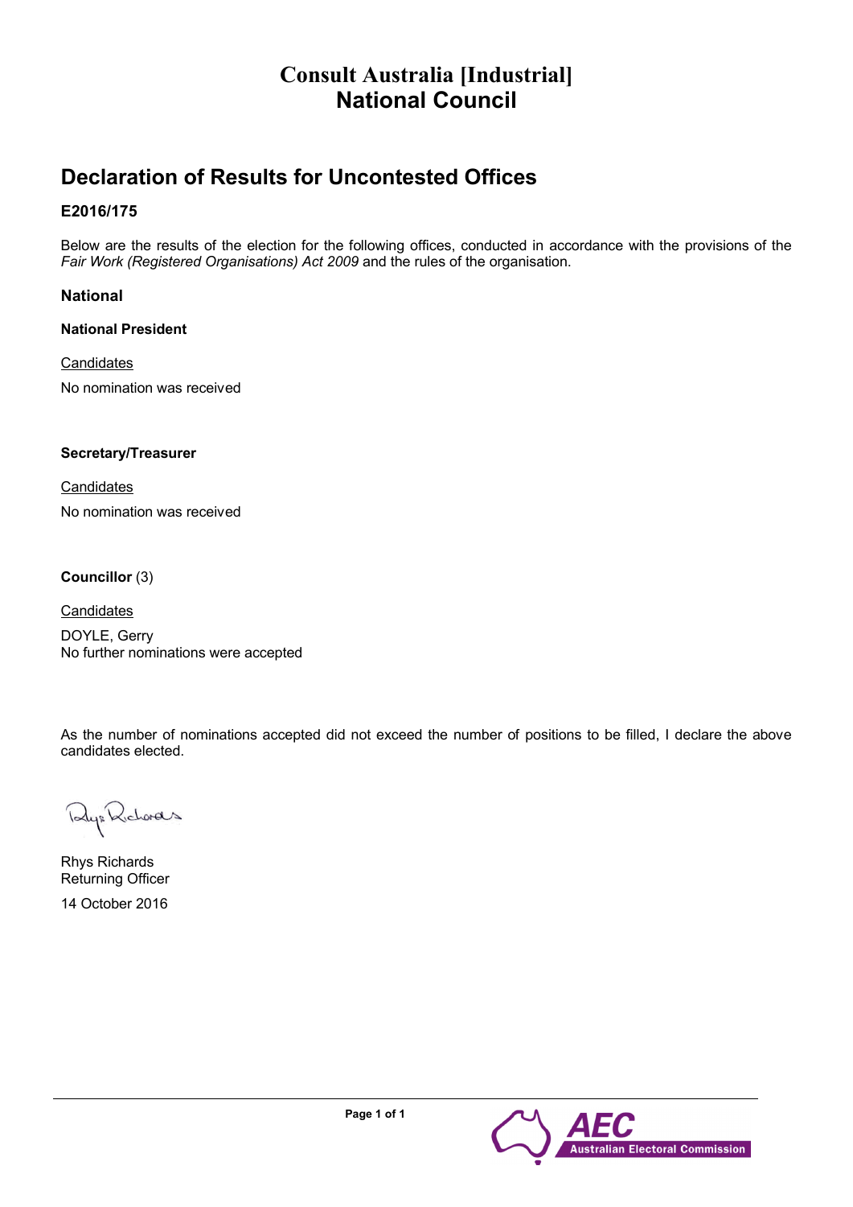# Consult Australia [Industrial]
# National Council

## Declaration of Results for Uncontested Offices

### E2016/175

Below are the results of the election for the following offices, conducted in accordance with the provisions of the *Fair Work (Registered Organisations) Act 2009* and the rules of the organisation.

### National

**National President**

Candidates

No nomination was received

**Secretary/Treasurer**

Candidates

No nomination was received

**Councillor** (3)

Candidates

DOYLE, Gerry
No further nominations were accepted

As the number of nominations accepted did not exceed the number of positions to be filled, I declare the above candidates elected.

Rhys Richards
Returning Officer

14 October 2016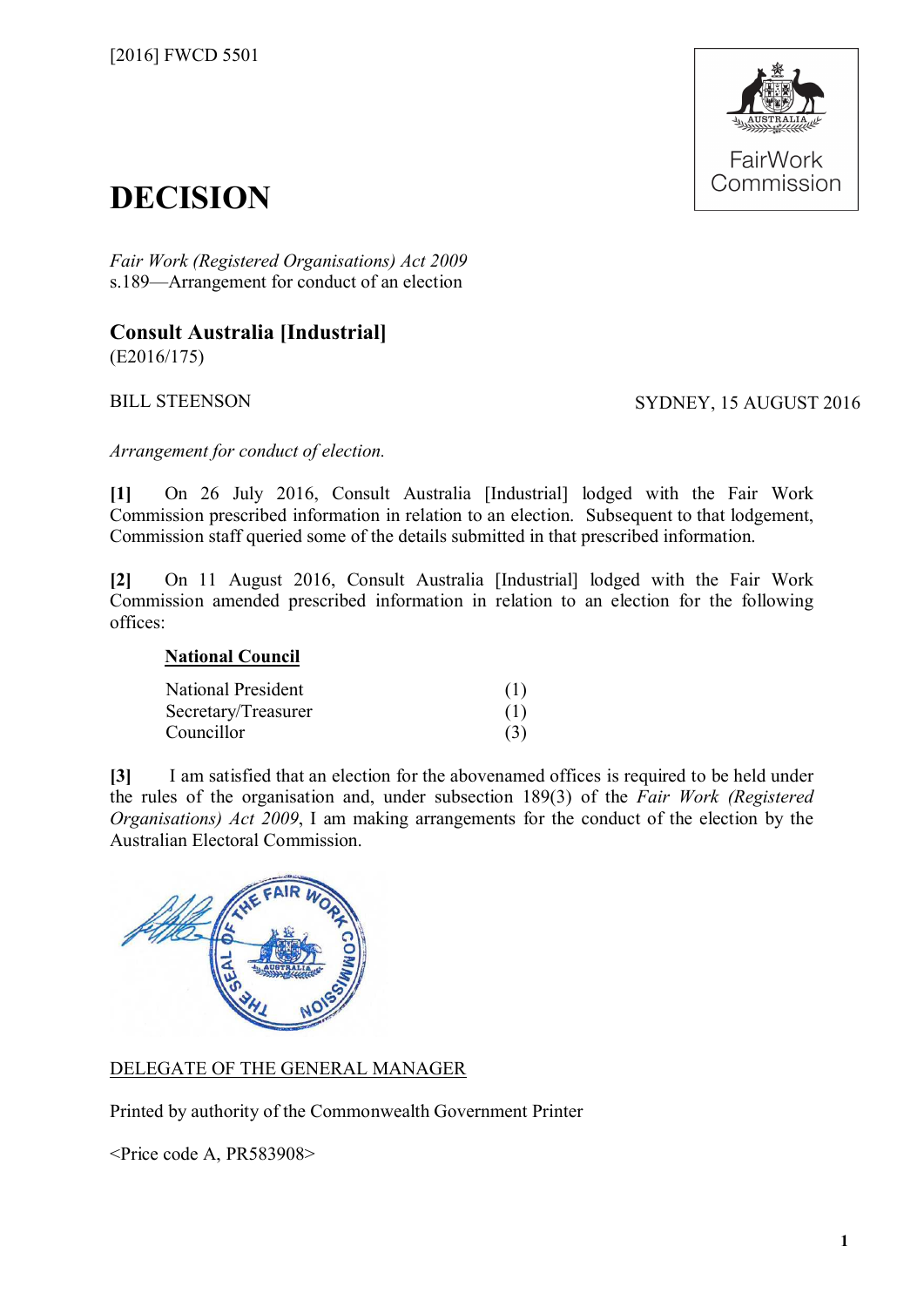[2016] FWCD 5501

# DECISION

*Fair Work (Registered Organisations) Act 2009*
s.189—Arrangement for conduct of an election

**Consult Australia [Industrial]**
(E2016/175)

BILL STEENSON

SYDNEY, 15 AUGUST 2016

*Arrangement for conduct of election.*

**[1]** On 26 July 2016, Consult Australia [Industrial] lodged with the Fair Work Commission prescribed information in relation to an election. Subsequent to that lodgement, Commission staff queried some of the details submitted in that prescribed information.

**[2]** On 11 August 2016, Consult Australia [Industrial] lodged with the Fair Work Commission amended prescribed information in relation to an election for the following offices:

**<u>National Council</u>**

| | |
|---|---|
| National President | (1) |
| Secretary/Treasurer | (1) |
| Councillor | (3) |

**[3]** I am satisfied that an election for the abovenamed offices is required to be held under the rules of the organisation and, under subsection 189(3) of the *Fair Work (Registered Organisations) Act 2009*, I am making arrangements for the conduct of the election by the Australian Electoral Commission.

DELEGATE OF THE GENERAL MANAGER

Printed by authority of the Commonwealth Government Printer

<Price code A, PR583908>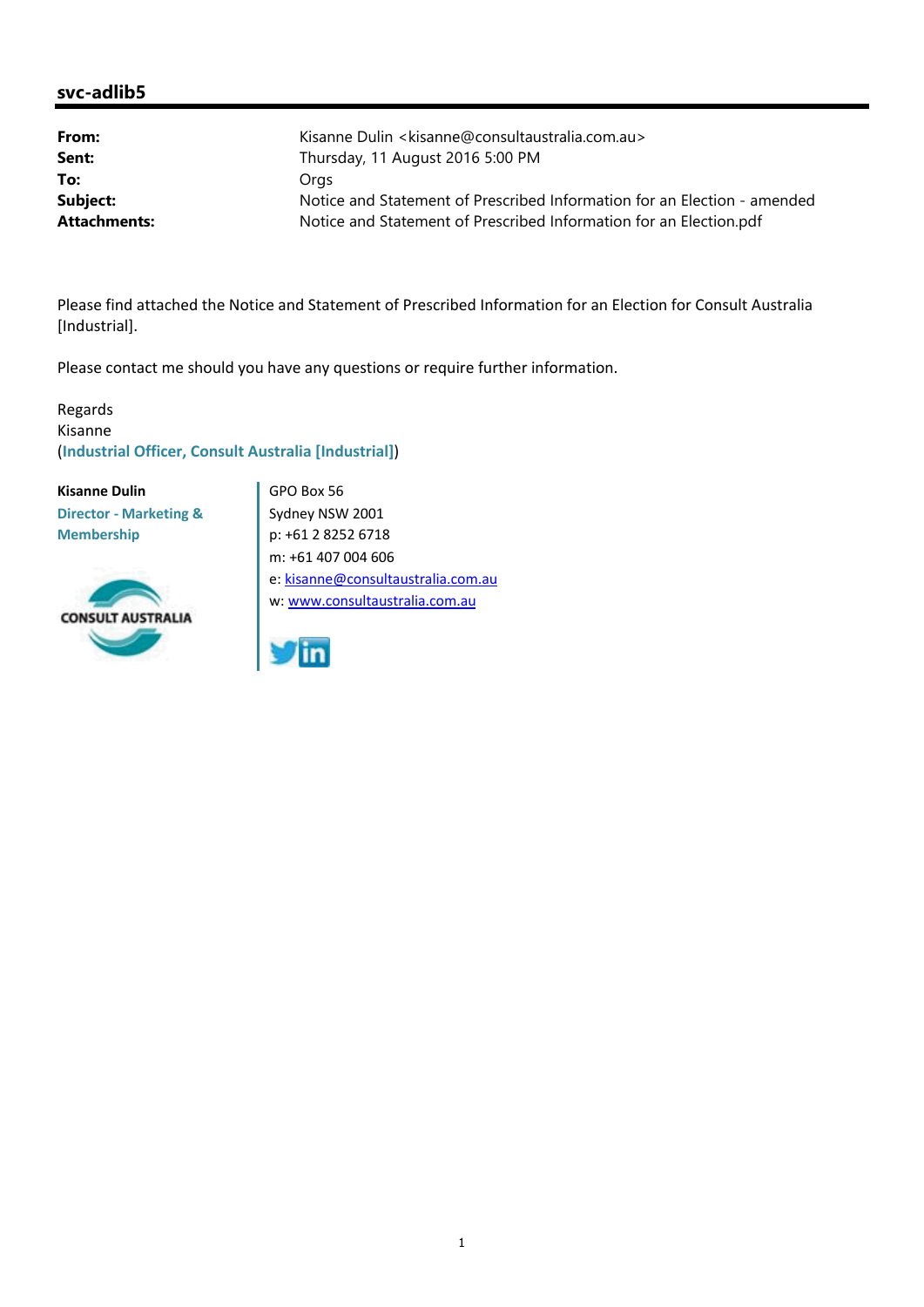## svc-adlib5

| | |
|---|---|
| **From:** | Kisanne Dulin <kisanne@consultaustralia.com.au> |
| **Sent:** | Thursday, 11 August 2016 5:00 PM |
| **To:** | Orgs |
| **Subject:** | Notice and Statement of Prescribed Information for an Election - amended |
| **Attachments:** | Notice and Statement of Prescribed Information for an Election.pdf |

Please find attached the Notice and Statement of Prescribed Information for an Election for Consult Australia [Industrial].

Please contact me should you have any questions or require further information.

Regards
Kisanne
(**Industrial Officer, Consult Australia [Industrial]**)

**Kisanne Dulin**
**Director - Marketing & Membership**

CONSULT AUSTRALIA

GPO Box 56
Sydney NSW 2001
p: +61 2 8252 6718
m: +61 407 004 606
e: kisanne@consultaustralia.com.au
w: www.consultaustralia.com.au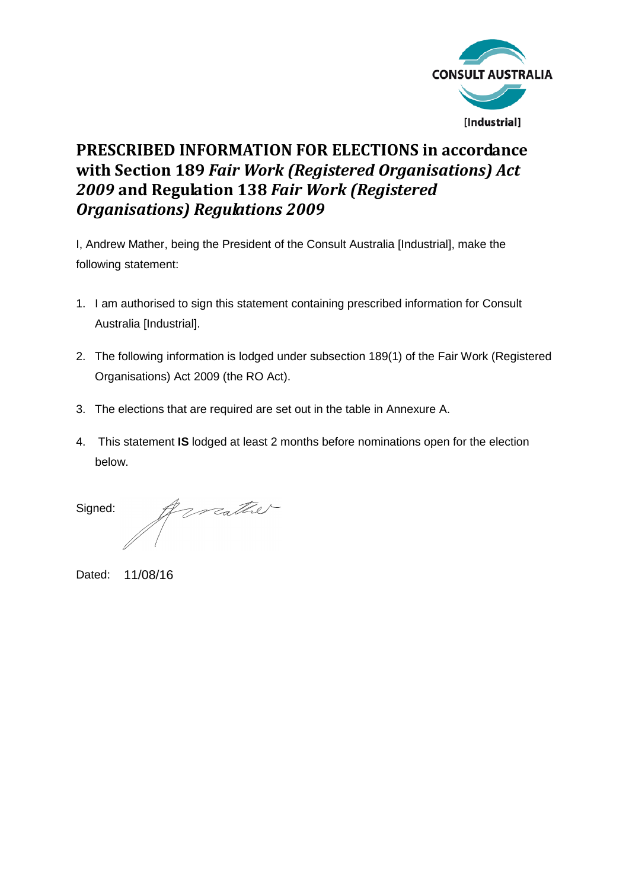CONSULT AUSTRALIA

[Industrial]

# PRESCRIBED INFORMATION FOR ELECTIONS in accordance with Section 189 *Fair Work (Registered Organisations) Act 2009* and Regulation 138 *Fair Work (Registered Organisations) Regulations 2009*

I, Andrew Mather, being the President of the Consult Australia [Industrial], make the following statement:

1. I am authorised to sign this statement containing prescribed information for Consult Australia [Industrial].
2. The following information is lodged under subsection 189(1) of the Fair Work (Registered Organisations) Act 2009 (the RO Act).
3. The elections that are required are set out in the table in Annexure A.
4. This statement **IS** lodged at least 2 months before nominations open for the election below.

Signed:

Dated: 11/08/16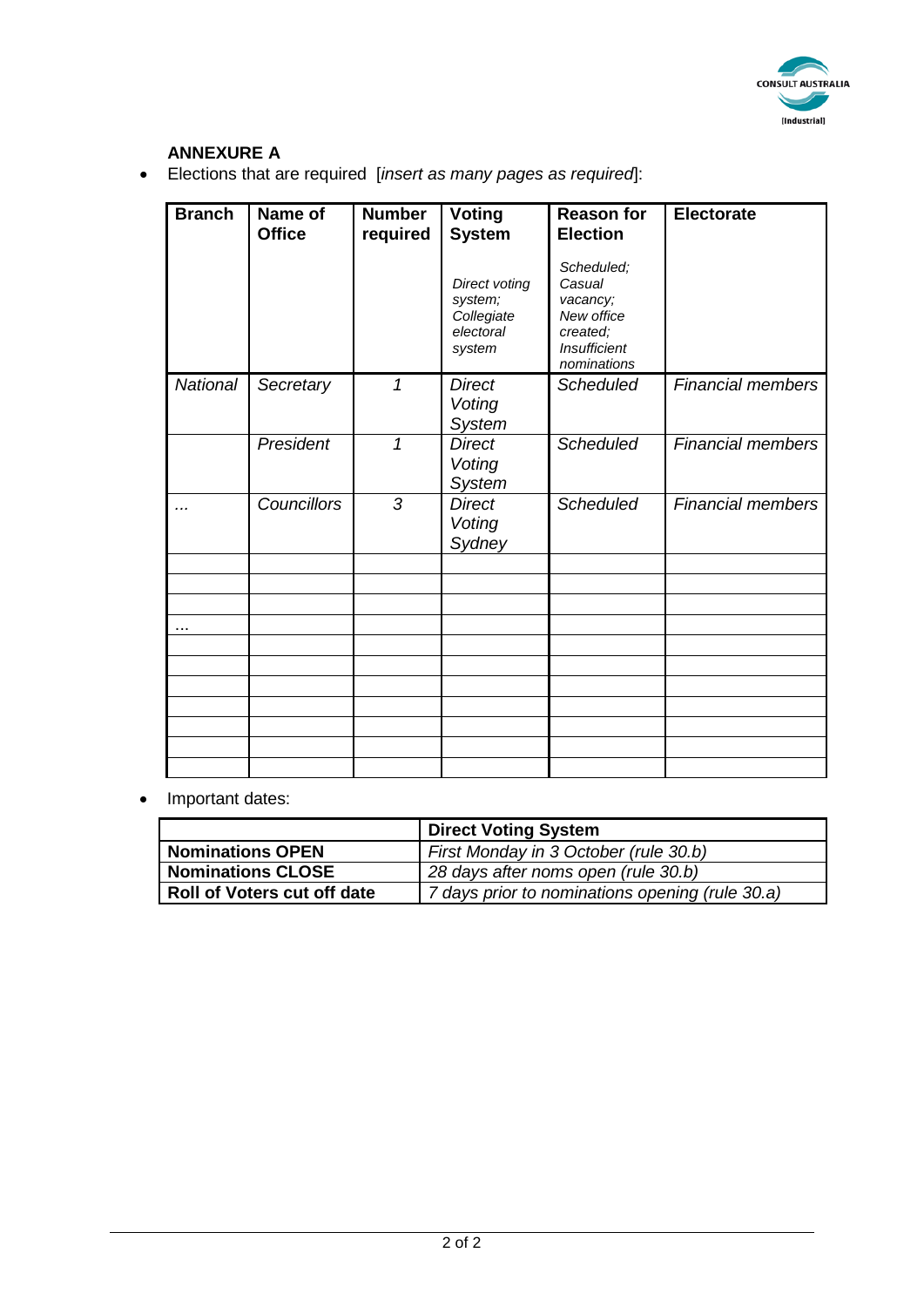**ANNEXURE A**

- Elections that are required [*insert as many pages as required*]:

| **Branch** | **Name of Office** | **Number required** | **Voting System**<br>*Direct voting system; Collegiate electoral system* | **Reason for Election**<br>*Scheduled; Casual vacancy; New office created; Insufficient nominations* | **Electorate** |
|---|---|---|---|---|---|
| *National* | *Secretary* | *1* | *Direct Voting System* | *Scheduled* | *Financial members* |
| | *President* | *1* | *Direct Voting System* | *Scheduled* | *Financial members* |
| *…* | *Councillors* | *3* | *Direct Voting Sydney* | *Scheduled* | *Financial members* |
| | | | | | |
| | | | | | |
| | | | | | |
| … | | | | | |
| | | | | | |
| | | | | | |
| | | | | | |
| | | | | | |
| | | | | | |
| | | | | | |
| | | | | | |

- Important dates:

| | **Direct Voting System** |
|---|---|
| **Nominations OPEN** | *First Monday in 3 October (rule 30.b)* |
| **Nominations CLOSE** | *28 days after noms open (rule 30.b)* |
| **Roll of Voters cut off date** | *7 days prior to nominations opening (rule 30.a)* |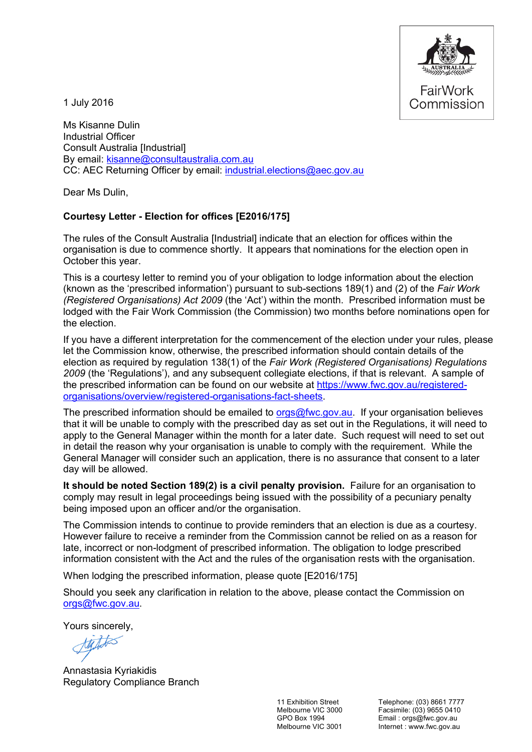FairWork Commission

1 July 2016

Ms Kisanne Dulin
Industrial Officer
Consult Australia [Industrial]
By email: kisanne@consultaustralia.com.au
CC: AEC Returning Officer by email: industrial.elections@aec.gov.au

Dear Ms Dulin,

**Courtesy Letter - Election for offices [E2016/175]**

The rules of the Consult Australia [Industrial] indicate that an election for offices within the organisation is due to commence shortly. It appears that nominations for the election open in October this year.

This is a courtesy letter to remind you of your obligation to lodge information about the election (known as the 'prescribed information') pursuant to sub-sections 189(1) and (2) of the *Fair Work (Registered Organisations) Act 2009* (the 'Act') within the month. Prescribed information must be lodged with the Fair Work Commission (the Commission) two months before nominations open for the election.

If you have a different interpretation for the commencement of the election under your rules, please let the Commission know, otherwise, the prescribed information should contain details of the election as required by regulation 138(1) of the *Fair Work (Registered Organisations) Regulations 2009* (the 'Regulations'), and any subsequent collegiate elections, if that is relevant. A sample of the prescribed information can be found on our website at https://www.fwc.gov.au/registered-organisations/overview/registered-organisations-fact-sheets.

The prescribed information should be emailed to orgs@fwc.gov.au. If your organisation believes that it will be unable to comply with the prescribed day as set out in the Regulations, it will need to apply to the General Manager within the month for a later date. Such request will need to set out in detail the reason why your organisation is unable to comply with the requirement. While the General Manager will consider such an application, there is no assurance that consent to a later day will be allowed.

**It should be noted Section 189(2) is a civil penalty provision.** Failure for an organisation to comply may result in legal proceedings being issued with the possibility of a pecuniary penalty being imposed upon an officer and/or the organisation.

The Commission intends to continue to provide reminders that an election is due as a courtesy. However failure to receive a reminder from the Commission cannot be relied on as a reason for late, incorrect or non-lodgment of prescribed information. The obligation to lodge prescribed information consistent with the Act and the rules of the organisation rests with the organisation.

When lodging the prescribed information, please quote [E2016/175]

Should you seek any clarification in relation to the above, please contact the Commission on orgs@fwc.gov.au.

Yours sincerely,

Annastasia Kyriakidis
Regulatory Compliance Branch

11 Exhibition Street
Melbourne VIC 3000
GPO Box 1994
Melbourne VIC 3001

Telephone: (03) 8661 7777
Facsimile: (03) 9655 0410
Email : orgs@fwc.gov.au
Internet : www.fwc.gov.au